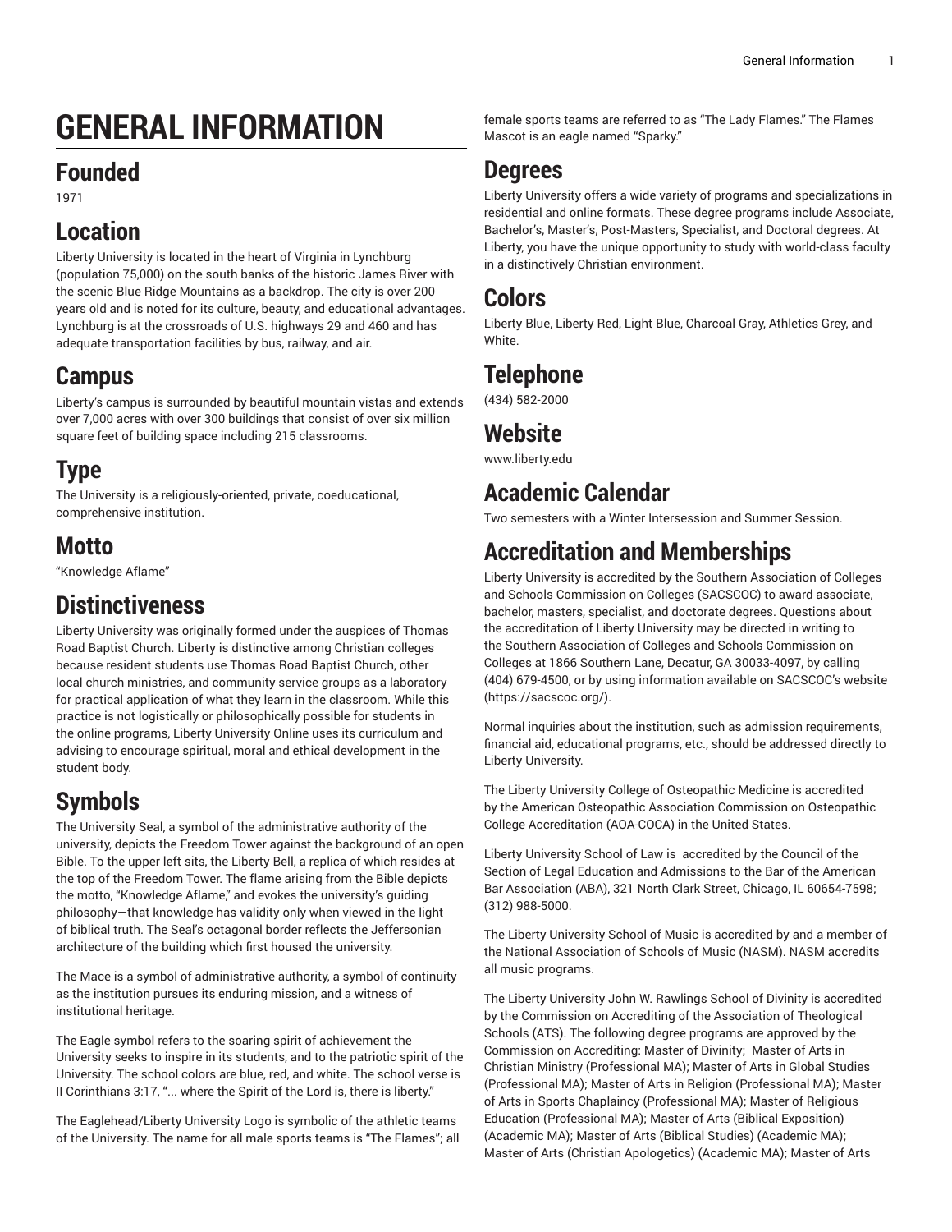# GENERAL INFORMATION

## Founded

1971

## Location

Liberty University is located in the heart of Virginia in Lynchburg (population 75,000) on the south banks of the historic James River with the scenic Blue Ridge Mountains as a backdrop. The city is over 200 years old and is noted for its culture, beauty, and educational advantages. Lynchburg is at the crossroads of U.S. highways 29 and 460 and has adequate transportation facilities by bus, railway, and air.

## Campus

Liberty's campus is surrounded by beautiful mountain vistas and extends over 7,000 acres with over 300 buildings that consist of over six million square feet of building space including 215 classrooms.

## Type

The University is a religiously-oriented, private, coeducational, comprehensive institution.

## Motto

"Knowledge Aflame"

## Distinctiveness

Liberty University was originally formed under the auspices of Thomas Road Baptist Church. Liberty is distinctive among Christian colleges because resident students use Thomas Road Baptist Church, other local church ministries, and community service groups as a laboratory for practical application of what they learn in the classroom. While this practice is not logistically or philosophically possible for students in the online programs, Liberty University Online uses its curriculum and advising to encourage spiritual, moral and ethical development in the student body.

## Symbols

The University Seal, a symbol of the administrative authority of the university, depicts the Freedom Tower against the background of an open Bible. To the upper left sits, the Liberty Bell, a replica of which resides at the top of the Freedom Tower. The flame arising from the Bible depicts the motto, "Knowledge Aflame," and evokes the university's guiding philosophy—that knowledge has validity only when viewed in the light of biblical truth. The Seal's octagonal border reflects the Jeffersonian architecture of the building which first housed the university.

The Mace is a symbol of administrative authority, a symbol of continuity as the institution pursues its enduring mission, and a witness of institutional heritage.

The Eagle symbol refers to the soaring spirit of achievement the University seeks to inspire in its students, and to the patriotic spirit of the University. The school colors are blue, red, and white. The school verse is II Corinthians 3:17, "... where the Spirit of the Lord is, there is liberty."

The Eaglehead/Liberty University Logo is symbolic of the athletic teams of the University. The name for all male sports teams is "The Flames"; all female sports teams are referred to as "The Lady Flames." The Flames Mascot is an eagle named "Sparky."

## Degrees

Liberty University offers a wide variety of programs and specializations in residential and online formats. These degree programs include Associate, Bachelor's, Master's, Post-Masters, Specialist, and Doctoral degrees. At Liberty, you have the unique opportunity to study with world-class faculty in a distinctively Christian environment.

## Colors

Liberty Blue, Liberty Red, Light Blue, Charcoal Gray, Athletics Grey, and White.

## Telephone

(434) 582-2000

## Website

www.liberty.edu

## Academic Calendar

Two semesters with a Winter Intersession and Summer Session.

## Accreditation and Memberships

Liberty University is accredited by the Southern Association of Colleges and Schools Commission on Colleges (SACSCOC) to award associate, bachelor, masters, specialist, and doctorate degrees. Questions about the accreditation of Liberty University may be directed in writing to the Southern Association of Colleges and Schools Commission on Colleges at 1866 Southern Lane, Decatur, GA 30033-4097, by calling (404) 679-4500, or by using information available on SACSCOC's website (https://sacscoc.org/).

Normal inquiries about the institution, such as admission requirements, financial aid, educational programs, etc., should be addressed directly to Liberty University.

The Liberty University College of Osteopathic Medicine is accredited by the American Osteopathic Association Commission on Osteopathic College Accreditation (AOA-COCA) in the United States.

Liberty University School of Law is accredited by the Council of the Section of Legal Education and Admissions to the Bar of the American Bar Association (ABA), 321 North Clark Street, Chicago, IL 60654-7598; (312) 988-5000.

The Liberty University School of Music is accredited by and a member of the National Association of Schools of Music (NASM). NASM accredits all music programs.

The Liberty University John W. Rawlings School of Divinity is accredited by the Commission on Accrediting of the Association of Theological Schools (ATS). The following degree programs are approved by the Commission on Accrediting: Master of Divinity; Master of Arts in Christian Ministry (Professional MA); Master of Arts in Global Studies (Professional MA); Master of Arts in Religion (Professional MA); Master of Arts in Sports Chaplaincy (Professional MA); Master of Religious Education (Professional MA); Master of Arts (Biblical Exposition) (Academic MA); Master of Arts (Biblical Studies) (Academic MA); Master of Arts (Christian Apologetics) (Academic MA); Master of Arts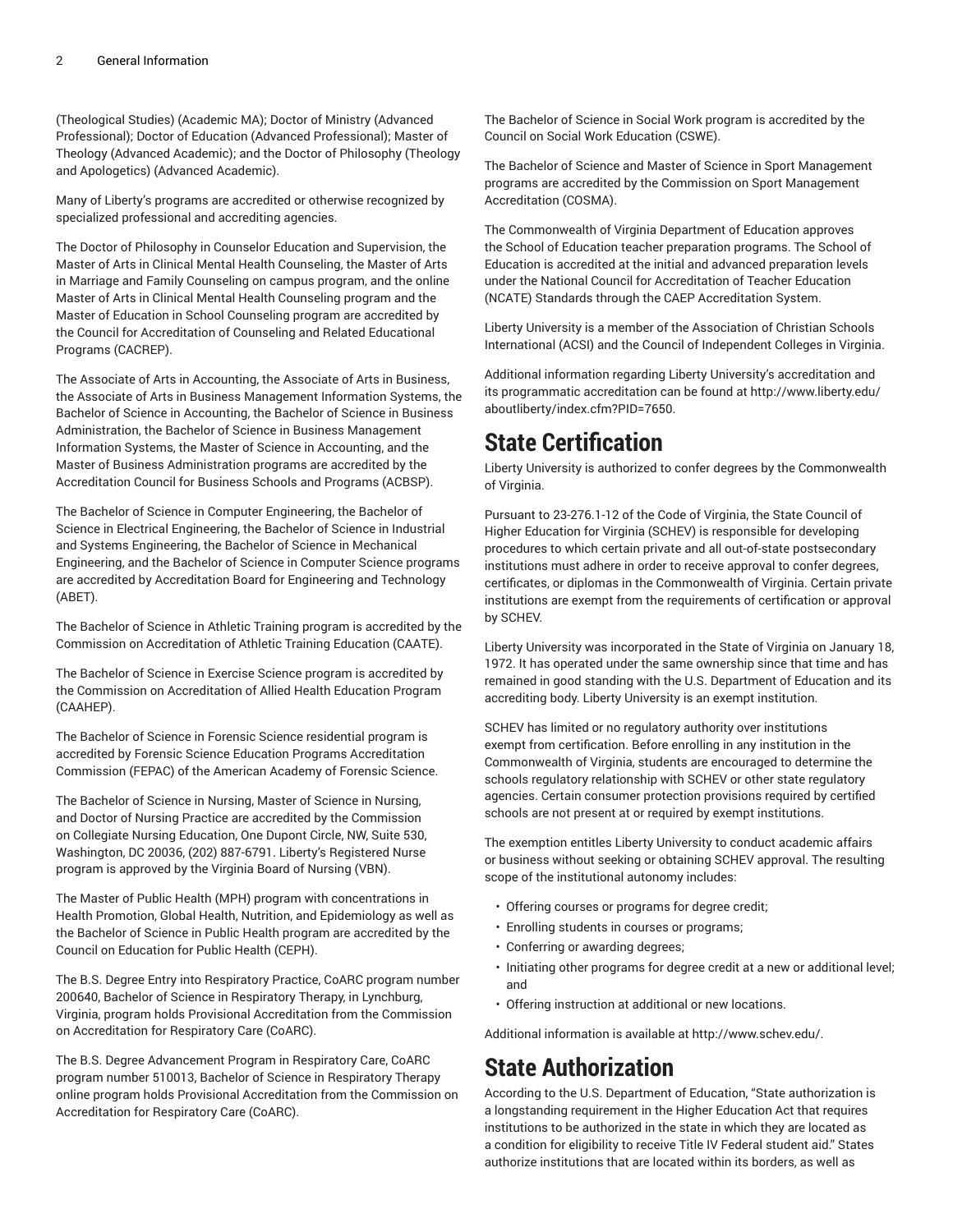(Theological Studies) (Academic MA); Doctor of Ministry (Advanced Professional); Doctor of Education (Advanced Professional); Master of Theology (Advanced Academic); and the Doctor of Philosophy (Theology and Apologetics) (Advanced Academic).

Many of Liberty's programs are accredited or otherwise recognized by specialized professional and accrediting agencies.

The Doctor of Philosophy in Counselor Education and Supervision, the Master of Arts in Clinical Mental Health Counseling, the Master of Arts in Marriage and Family Counseling on campus program, and the online Master of Arts in Clinical Mental Health Counseling program and the Master of Education in School Counseling program are accredited by the Council for Accreditation of Counseling and Related Educational Programs (CACREP).

The Associate of Arts in Accounting, the Associate of Arts in Business, the Associate of Arts in Business Management Information Systems, the Bachelor of Science in Accounting, the Bachelor of Science in Business Administration, the Bachelor of Science in Business Management Information Systems, the Master of Science in Accounting, and the Master of Business Administration programs are accredited by the Accreditation Council for Business Schools and Programs (ACBSP).

The Bachelor of Science in Computer Engineering, the Bachelor of Science in Electrical Engineering, the Bachelor of Science in Industrial and Systems Engineering, the Bachelor of Science in Mechanical Engineering, and the Bachelor of Science in Computer Science programs are accredited by Accreditation Board for Engineering and Technology (ABET).

The Bachelor of Science in Athletic Training program is accredited by the Commission on Accreditation of Athletic Training Education (CAATE).

The Bachelor of Science in Exercise Science program is accredited by the Commission on Accreditation of Allied Health Education Program (CAAHEP).

The Bachelor of Science in Forensic Science residential program is accredited by Forensic Science Education Programs Accreditation Commission (FEPAC) of the American Academy of Forensic Science.

The Bachelor of Science in Nursing, Master of Science in Nursing, and Doctor of Nursing Practice are accredited by the Commission on Collegiate Nursing Education, One Dupont Circle, NW, Suite 530, Washington, DC 20036, (202) 887-6791. Liberty's Registered Nurse program is approved by the Virginia Board of Nursing (VBN).

The Master of Public Health (MPH) program with concentrations in Health Promotion, Global Health, Nutrition, and Epidemiology as well as the Bachelor of Science in Public Health program are accredited by the Council on Education for Public Health (CEPH).

The B.S. Degree Entry into Respiratory Practice, CoARC program number 200640, Bachelor of Science in Respiratory Therapy, in Lynchburg, Virginia, program holds Provisional Accreditation from the Commission on Accreditation for Respiratory Care (CoARC).

The B.S. Degree Advancement Program in Respiratory Care, CoARC program number 510013, Bachelor of Science in Respiratory Therapy online program holds Provisional Accreditation from the Commission on Accreditation for Respiratory Care (CoARC).

The Bachelor of Science in Social Work program is accredited by the Council on Social Work Education (CSWE).

The Bachelor of Science and Master of Science in Sport Management programs are accredited by the Commission on Sport Management Accreditation (COSMA).

The Commonwealth of Virginia Department of Education approves the School of Education teacher preparation programs. The School of Education is accredited at the initial and advanced preparation levels under the National Council for Accreditation of Teacher Education (NCATE) Standards through the CAEP Accreditation System.

Liberty University is a member of the Association of Christian Schools International (ACSI) and the Council of Independent Colleges in Virginia.

Additional information regarding Liberty University's accreditation and its programmatic accreditation can be found at http://www.liberty.edu/aboutliberty/index.cfm?PID=7650.

# State Certification

Liberty University is authorized to confer degrees by the Commonwealth of Virginia.

Pursuant to 23-276.1-12 of the Code of Virginia, the State Council of Higher Education for Virginia (SCHEV) is responsible for developing procedures to which certain private and all out-of-state postsecondary institutions must adhere in order to receive approval to confer degrees, certificates, or diplomas in the Commonwealth of Virginia. Certain private institutions are exempt from the requirements of certification or approval by SCHEV.

Liberty University was incorporated in the State of Virginia on January 18, 1972. It has operated under the same ownership since that time and has remained in good standing with the U.S. Department of Education and its accrediting body. Liberty University is an exempt institution.

SCHEV has limited or no regulatory authority over institutions exempt from certification. Before enrolling in any institution in the Commonwealth of Virginia, students are encouraged to determine the schools regulatory relationship with SCHEV or other state regulatory agencies. Certain consumer protection provisions required by certified schools are not present at or required by exempt institutions.

The exemption entitles Liberty University to conduct academic affairs or business without seeking or obtaining SCHEV approval. The resulting scope of the institutional autonomy includes:

- Offering courses or programs for degree credit;
- Enrolling students in courses or programs;
- Conferring or awarding degrees;
- Initiating other programs for degree credit at a new or additional level; and
- Offering instruction at additional or new locations.

Additional information is available at http://www.schev.edu/.

# State Authorization

According to the U.S. Department of Education, "State authorization is a longstanding requirement in the Higher Education Act that requires institutions to be authorized in the state in which they are located as a condition for eligibility to receive Title IV Federal student aid." States authorize institutions that are located within its borders, as well as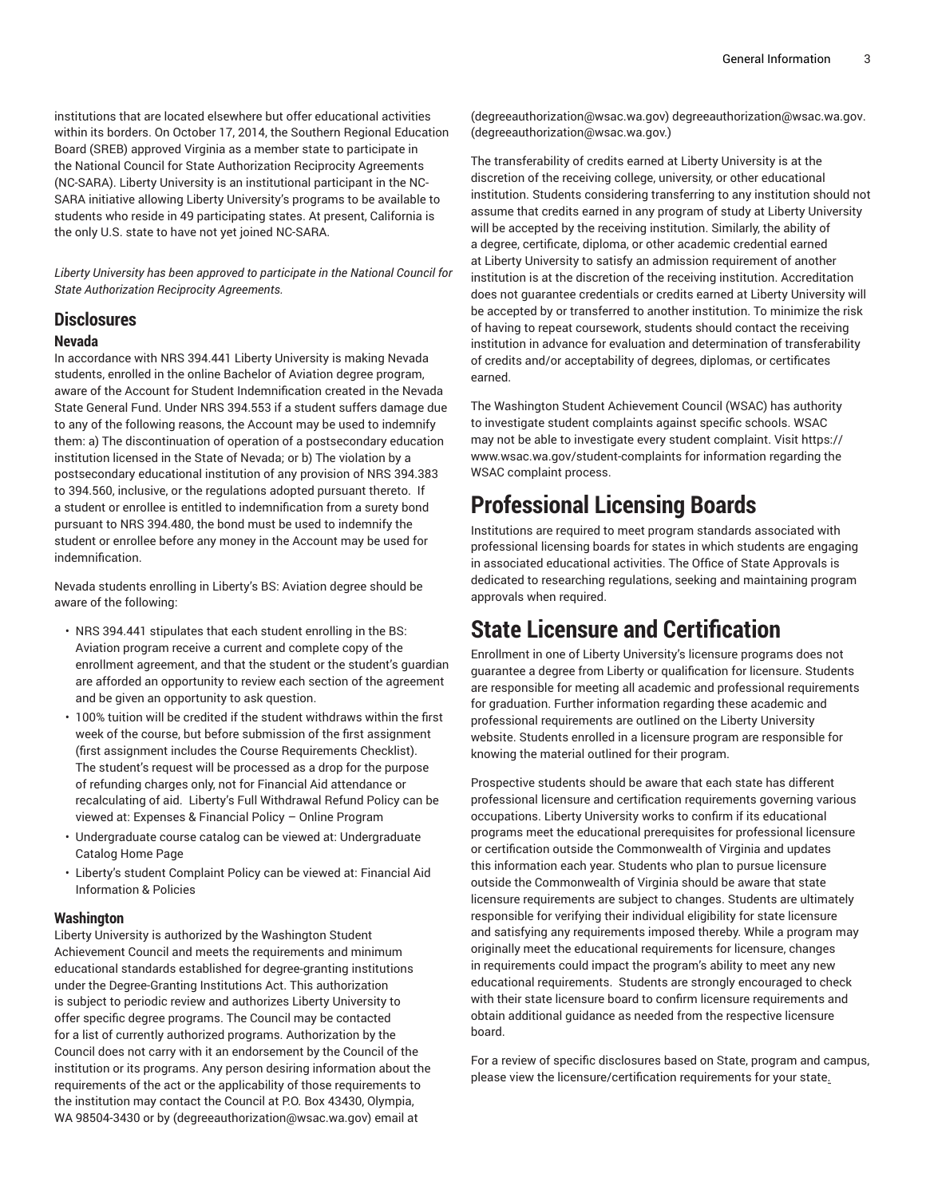institutions that are located elsewhere but offer educational activities within its borders. On October 17, 2014, the Southern Regional Education Board (SREB) approved Virginia as a member state to participate in the National Council for State Authorization Reciprocity Agreements (NC-SARA). Liberty University is an institutional participant in the NC-SARA initiative allowing Liberty University's programs to be available to students who reside in 49 participating states. At present, California is the only U.S. state to have not yet joined NC-SARA.

*Liberty University has been approved to participate in the National Council for State Authorization Reciprocity Agreements.*

## Disclosures

### Nevada

In accordance with NRS 394.441 Liberty University is making Nevada students, enrolled in the online Bachelor of Aviation degree program, aware of the Account for Student Indemnification created in the Nevada State General Fund. Under NRS 394.553 if a student suffers damage due to any of the following reasons, the Account may be used to indemnify them: a) The discontinuation of operation of a postsecondary education institution licensed in the State of Nevada; or b) The violation by a postsecondary educational institution of any provision of NRS 394.383 to 394.560, inclusive, or the regulations adopted pursuant thereto. If a student or enrollee is entitled to indemnification from a surety bond pursuant to NRS 394.480, the bond must be used to indemnify the student or enrollee before any money in the Account may be used for indemnification.

Nevada students enrolling in Liberty's BS: Aviation degree should be aware of the following:

- NRS 394.441 stipulates that each student enrolling in the BS: Aviation program receive a current and complete copy of the enrollment agreement, and that the student or the student's guardian are afforded an opportunity to review each section of the agreement and be given an opportunity to ask question.
- 100% tuition will be credited if the student withdraws within the first week of the course, but before submission of the first assignment (first assignment includes the Course Requirements Checklist). The student's request will be processed as a drop for the purpose of refunding charges only, not for Financial Aid attendance or recalculating of aid. Liberty's Full Withdrawal Refund Policy can be viewed at: Expenses & Financial Policy – Online Program
- Undergraduate course catalog can be viewed at: Undergraduate Catalog Home Page
- Liberty's student Complaint Policy can be viewed at: Financial Aid Information & Policies

### Washington

Liberty University is authorized by the Washington Student Achievement Council and meets the requirements and minimum educational standards established for degree-granting institutions under the Degree-Granting Institutions Act. This authorization is subject to periodic review and authorizes Liberty University to offer specific degree programs. The Council may be contacted for a list of currently authorized programs. Authorization by the Council does not carry with it an endorsement by the Council of the institution or its programs. Any person desiring information about the requirements of the act or the applicability of those requirements to the institution may contact the Council at P.O. Box 43430, Olympia, WA 98504-3430 or by (degreeauthorization@wsac.wa.gov) email at (degreeauthorization@wsac.wa.gov) degreeauthorization@wsac.wa.gov. (degreeauthorization@wsac.wa.gov.)

The transferability of credits earned at Liberty University is at the discretion of the receiving college, university, or other educational institution. Students considering transferring to any institution should not assume that credits earned in any program of study at Liberty University will be accepted by the receiving institution. Similarly, the ability of a degree, certificate, diploma, or other academic credential earned at Liberty University to satisfy an admission requirement of another institution is at the discretion of the receiving institution. Accreditation does not guarantee credentials or credits earned at Liberty University will be accepted by or transferred to another institution. To minimize the risk of having to repeat coursework, students should contact the receiving institution in advance for evaluation and determination of transferability of credits and/or acceptability of degrees, diplomas, or certificates earned.

The Washington Student Achievement Council (WSAC) has authority to investigate student complaints against specific schools. WSAC may not be able to investigate every student complaint. Visit https://www.wsac.wa.gov/student-complaints for information regarding the WSAC complaint process.

# Professional Licensing Boards

Institutions are required to meet program standards associated with professional licensing boards for states in which students are engaging in associated educational activities. The Office of State Approvals is dedicated to researching regulations, seeking and maintaining program approvals when required.

# State Licensure and Certification

Enrollment in one of Liberty University's licensure programs does not guarantee a degree from Liberty or qualification for licensure. Students are responsible for meeting all academic and professional requirements for graduation. Further information regarding these academic and professional requirements are outlined on the Liberty University website. Students enrolled in a licensure program are responsible for knowing the material outlined for their program.

Prospective students should be aware that each state has different professional licensure and certification requirements governing various occupations. Liberty University works to confirm if its educational programs meet the educational prerequisites for professional licensure or certification outside the Commonwealth of Virginia and updates this information each year. Students who plan to pursue licensure outside the Commonwealth of Virginia should be aware that state licensure requirements are subject to changes. Students are ultimately responsible for verifying their individual eligibility for state licensure and satisfying any requirements imposed thereby. While a program may originally meet the educational requirements for licensure, changes in requirements could impact the program's ability to meet any new educational requirements. Students are strongly encouraged to check with their state licensure board to confirm licensure requirements and obtain additional guidance as needed from the respective licensure board.

For a review of specific disclosures based on State, program and campus, please view the licensure/certification requirements for your state.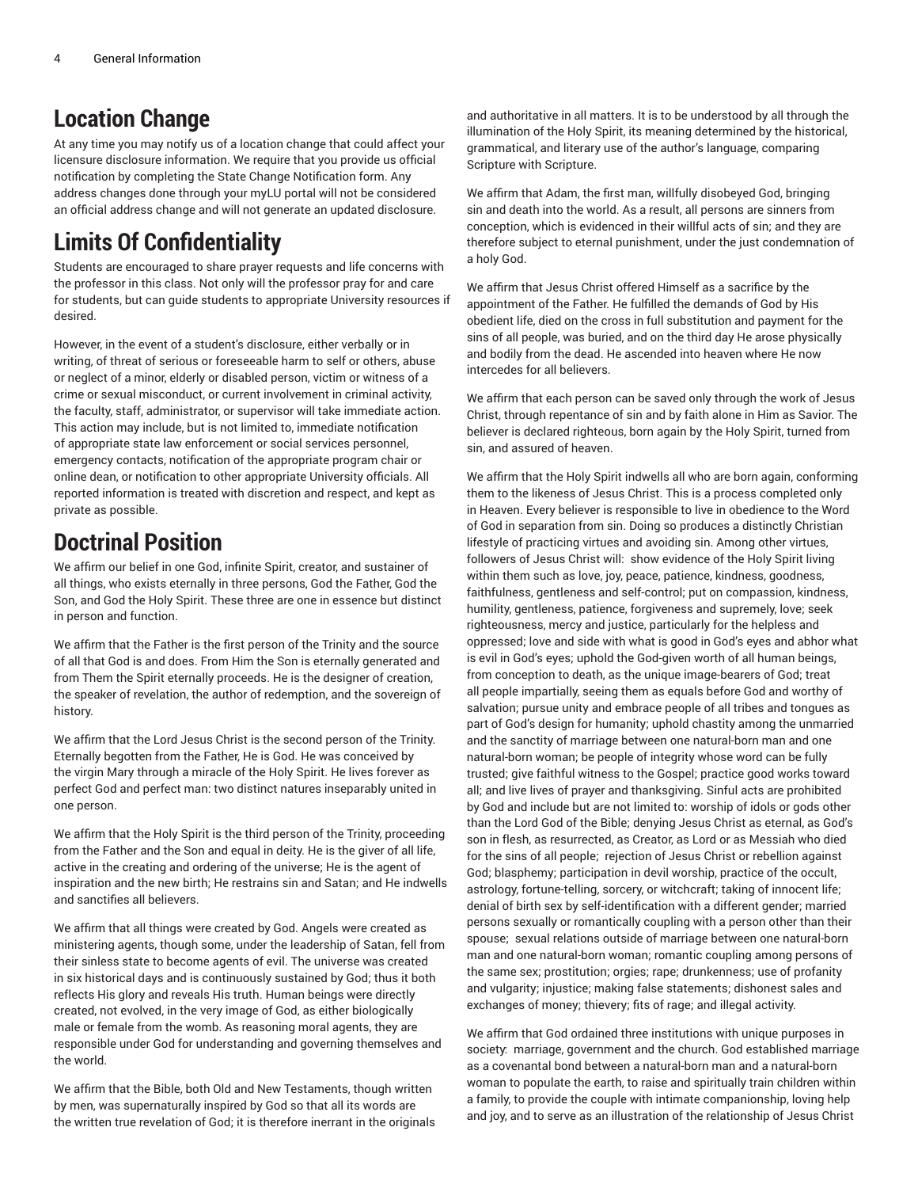## Location Change

At any time you may notify us of a location change that could affect your licensure disclosure information. We require that you provide us official notification by completing the State Change Notification form. Any address changes done through your myLU portal will not be considered an official address change and will not generate an updated disclosure.

## Limits Of Confidentiality

Students are encouraged to share prayer requests and life concerns with the professor in this class. Not only will the professor pray for and care for students, but can guide students to appropriate University resources if desired.

However, in the event of a student's disclosure, either verbally or in writing, of threat of serious or foreseeable harm to self or others, abuse or neglect of a minor, elderly or disabled person, victim or witness of a crime or sexual misconduct, or current involvement in criminal activity, the faculty, staff, administrator, or supervisor will take immediate action. This action may include, but is not limited to, immediate notification of appropriate state law enforcement or social services personnel, emergency contacts, notification of the appropriate program chair or online dean, or notification to other appropriate University officials. All reported information is treated with discretion and respect, and kept as private as possible.

## Doctrinal Position

We affirm our belief in one God, infinite Spirit, creator, and sustainer of all things, who exists eternally in three persons, God the Father, God the Son, and God the Holy Spirit. These three are one in essence but distinct in person and function.

We affirm that the Father is the first person of the Trinity and the source of all that God is and does. From Him the Son is eternally generated and from Them the Spirit eternally proceeds. He is the designer of creation, the speaker of revelation, the author of redemption, and the sovereign of history.

We affirm that the Lord Jesus Christ is the second person of the Trinity. Eternally begotten from the Father, He is God. He was conceived by the virgin Mary through a miracle of the Holy Spirit. He lives forever as perfect God and perfect man: two distinct natures inseparably united in one person.

We affirm that the Holy Spirit is the third person of the Trinity, proceeding from the Father and the Son and equal in deity. He is the giver of all life, active in the creating and ordering of the universe; He is the agent of inspiration and the new birth; He restrains sin and Satan; and He indwells and sanctifies all believers.

We affirm that all things were created by God. Angels were created as ministering agents, though some, under the leadership of Satan, fell from their sinless state to become agents of evil. The universe was created in six historical days and is continuously sustained by God; thus it both reflects His glory and reveals His truth. Human beings were directly created, not evolved, in the very image of God, as either biologically male or female from the womb. As reasoning moral agents, they are responsible under God for understanding and governing themselves and the world.

We affirm that the Bible, both Old and New Testaments, though written by men, was supernaturally inspired by God so that all its words are the written true revelation of God; it is therefore inerrant in the originals and authoritative in all matters. It is to be understood by all through the illumination of the Holy Spirit, its meaning determined by the historical, grammatical, and literary use of the author's language, comparing Scripture with Scripture.

We affirm that Adam, the first man, willfully disobeyed God, bringing sin and death into the world. As a result, all persons are sinners from conception, which is evidenced in their willful acts of sin; and they are therefore subject to eternal punishment, under the just condemnation of a holy God.

We affirm that Jesus Christ offered Himself as a sacrifice by the appointment of the Father. He fulfilled the demands of God by His obedient life, died on the cross in full substitution and payment for the sins of all people, was buried, and on the third day He arose physically and bodily from the dead. He ascended into heaven where He now intercedes for all believers.

We affirm that each person can be saved only through the work of Jesus Christ, through repentance of sin and by faith alone in Him as Savior. The believer is declared righteous, born again by the Holy Spirit, turned from sin, and assured of heaven.

We affirm that the Holy Spirit indwells all who are born again, conforming them to the likeness of Jesus Christ. This is a process completed only in Heaven. Every believer is responsible to live in obedience to the Word of God in separation from sin. Doing so produces a distinctly Christian lifestyle of practicing virtues and avoiding sin. Among other virtues, followers of Jesus Christ will: show evidence of the Holy Spirit living within them such as love, joy, peace, patience, kindness, goodness, faithfulness, gentleness and self-control; put on compassion, kindness, humility, gentleness, patience, forgiveness and supremely, love; seek righteousness, mercy and justice, particularly for the helpless and oppressed; love and side with what is good in God's eyes and abhor what is evil in God's eyes; uphold the God-given worth of all human beings, from conception to death, as the unique image-bearers of God; treat all people impartially, seeing them as equals before God and worthy of salvation; pursue unity and embrace people of all tribes and tongues as part of God's design for humanity; uphold chastity among the unmarried and the sanctity of marriage between one natural-born man and one natural-born woman; be people of integrity whose word can be fully trusted; give faithful witness to the Gospel; practice good works toward all; and live lives of prayer and thanksgiving. Sinful acts are prohibited by God and include but are not limited to: worship of idols or gods other than the Lord God of the Bible; denying Jesus Christ as eternal, as God's son in flesh, as resurrected, as Creator, as Lord or as Messiah who died for the sins of all people; rejection of Jesus Christ or rebellion against God; blasphemy; participation in devil worship, practice of the occult, astrology, fortune-telling, sorcery, or witchcraft; taking of innocent life; denial of birth sex by self-identification with a different gender; married persons sexually or romantically coupling with a person other than their spouse; sexual relations outside of marriage between one natural-born man and one natural-born woman; romantic coupling among persons of the same sex; prostitution; orgies; rape; drunkenness; use of profanity and vulgarity; injustice; making false statements; dishonest sales and exchanges of money; thievery; fits of rage; and illegal activity.

We affirm that God ordained three institutions with unique purposes in society: marriage, government and the church. God established marriage as a covenantal bond between a natural-born man and a natural-born woman to populate the earth, to raise and spiritually train children within a family, to provide the couple with intimate companionship, loving help and joy, and to serve as an illustration of the relationship of Jesus Christ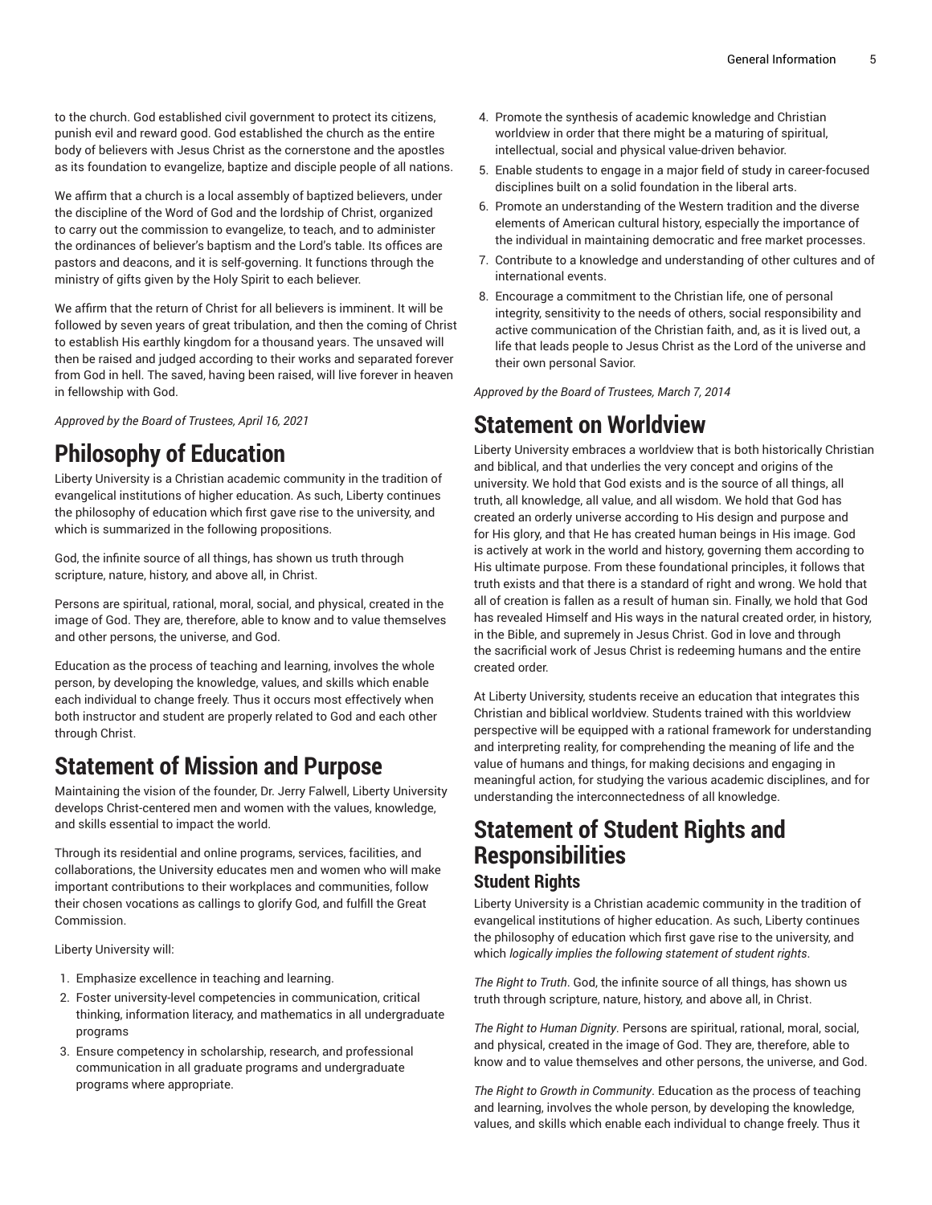to the church. God established civil government to protect its citizens, punish evil and reward good. God established the church as the entire body of believers with Jesus Christ as the cornerstone and the apostles as its foundation to evangelize, baptize and disciple people of all nations.

We affirm that a church is a local assembly of baptized believers, under the discipline of the Word of God and the lordship of Christ, organized to carry out the commission to evangelize, to teach, and to administer the ordinances of believer's baptism and the Lord's table. Its offices are pastors and deacons, and it is self-governing. It functions through the ministry of gifts given by the Holy Spirit to each believer.

We affirm that the return of Christ for all believers is imminent. It will be followed by seven years of great tribulation, and then the coming of Christ to establish His earthly kingdom for a thousand years. The unsaved will then be raised and judged according to their works and separated forever from God in hell. The saved, having been raised, will live forever in heaven in fellowship with God.

*Approved by the Board of Trustees, April 16, 2021*

# Philosophy of Education

Liberty University is a Christian academic community in the tradition of evangelical institutions of higher education. As such, Liberty continues the philosophy of education which first gave rise to the university, and which is summarized in the following propositions.

God, the infinite source of all things, has shown us truth through scripture, nature, history, and above all, in Christ.

Persons are spiritual, rational, moral, social, and physical, created in the image of God. They are, therefore, able to know and to value themselves and other persons, the universe, and God.

Education as the process of teaching and learning, involves the whole person, by developing the knowledge, values, and skills which enable each individual to change freely. Thus it occurs most effectively when both instructor and student are properly related to God and each other through Christ.

# Statement of Mission and Purpose

Maintaining the vision of the founder, Dr. Jerry Falwell, Liberty University develops Christ-centered men and women with the values, knowledge, and skills essential to impact the world.

Through its residential and online programs, services, facilities, and collaborations, the University educates men and women who will make important contributions to their workplaces and communities, follow their chosen vocations as callings to glorify God, and fulfill the Great Commission.

Liberty University will:

1. Emphasize excellence in teaching and learning.
2. Foster university-level competencies in communication, critical thinking, information literacy, and mathematics in all undergraduate programs
3. Ensure competency in scholarship, research, and professional communication in all graduate programs and undergraduate programs where appropriate.
4. Promote the synthesis of academic knowledge and Christian worldview in order that there might be a maturing of spiritual, intellectual, social and physical value-driven behavior.
5. Enable students to engage in a major field of study in career-focused disciplines built on a solid foundation in the liberal arts.
6. Promote an understanding of the Western tradition and the diverse elements of American cultural history, especially the importance of the individual in maintaining democratic and free market processes.
7. Contribute to a knowledge and understanding of other cultures and of international events.
8. Encourage a commitment to the Christian life, one of personal integrity, sensitivity to the needs of others, social responsibility and active communication of the Christian faith, and, as it is lived out, a life that leads people to Jesus Christ as the Lord of the universe and their own personal Savior.

*Approved by the Board of Trustees, March 7, 2014*

# Statement on Worldview

Liberty University embraces a worldview that is both historically Christian and biblical, and that underlies the very concept and origins of the university. We hold that God exists and is the source of all things, all truth, all knowledge, all value, and all wisdom. We hold that God has created an orderly universe according to His design and purpose and for His glory, and that He has created human beings in His image. God is actively at work in the world and history, governing them according to His ultimate purpose. From these foundational principles, it follows that truth exists and that there is a standard of right and wrong. We hold that all of creation is fallen as a result of human sin. Finally, we hold that God has revealed Himself and His ways in the natural created order, in history, in the Bible, and supremely in Jesus Christ. God in love and through the sacrificial work of Jesus Christ is redeeming humans and the entire created order.

At Liberty University, students receive an education that integrates this Christian and biblical worldview. Students trained with this worldview perspective will be equipped with a rational framework for understanding and interpreting reality, for comprehending the meaning of life and the value of humans and things, for making decisions and engaging in meaningful action, for studying the various academic disciplines, and for understanding the interconnectedness of all knowledge.

# Statement of Student Rights and Responsibilities

## Student Rights

Liberty University is a Christian academic community in the tradition of evangelical institutions of higher education. As such, Liberty continues the philosophy of education which first gave rise to the university, and which *logically implies the following statement of student rights*.

*The Right to Truth*. God, the infinite source of all things, has shown us truth through scripture, nature, history, and above all, in Christ.

*The Right to Human Dignity*. Persons are spiritual, rational, moral, social, and physical, created in the image of God. They are, therefore, able to know and to value themselves and other persons, the universe, and God.

*The Right to Growth in Community*. Education as the process of teaching and learning, involves the whole person, by developing the knowledge, values, and skills which enable each individual to change freely. Thus it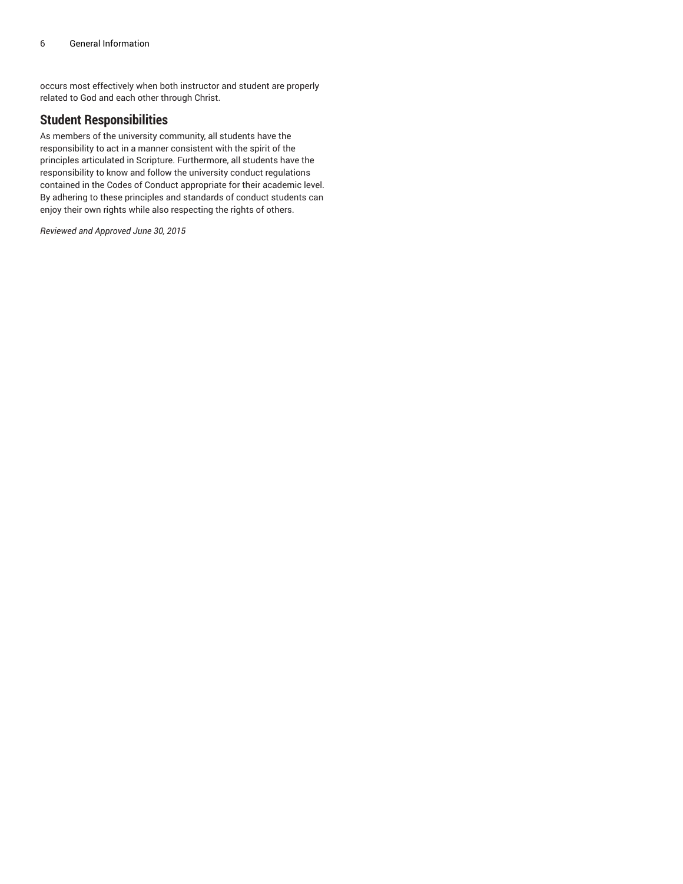occurs most effectively when both instructor and student are properly related to God and each other through Christ.

## Student Responsibilities

As members of the university community, all students have the responsibility to act in a manner consistent with the spirit of the principles articulated in Scripture. Furthermore, all students have the responsibility to know and follow the university conduct regulations contained in the Codes of Conduct appropriate for their academic level. By adhering to these principles and standards of conduct students can enjoy their own rights while also respecting the rights of others.

*Reviewed and Approved June 30, 2015*